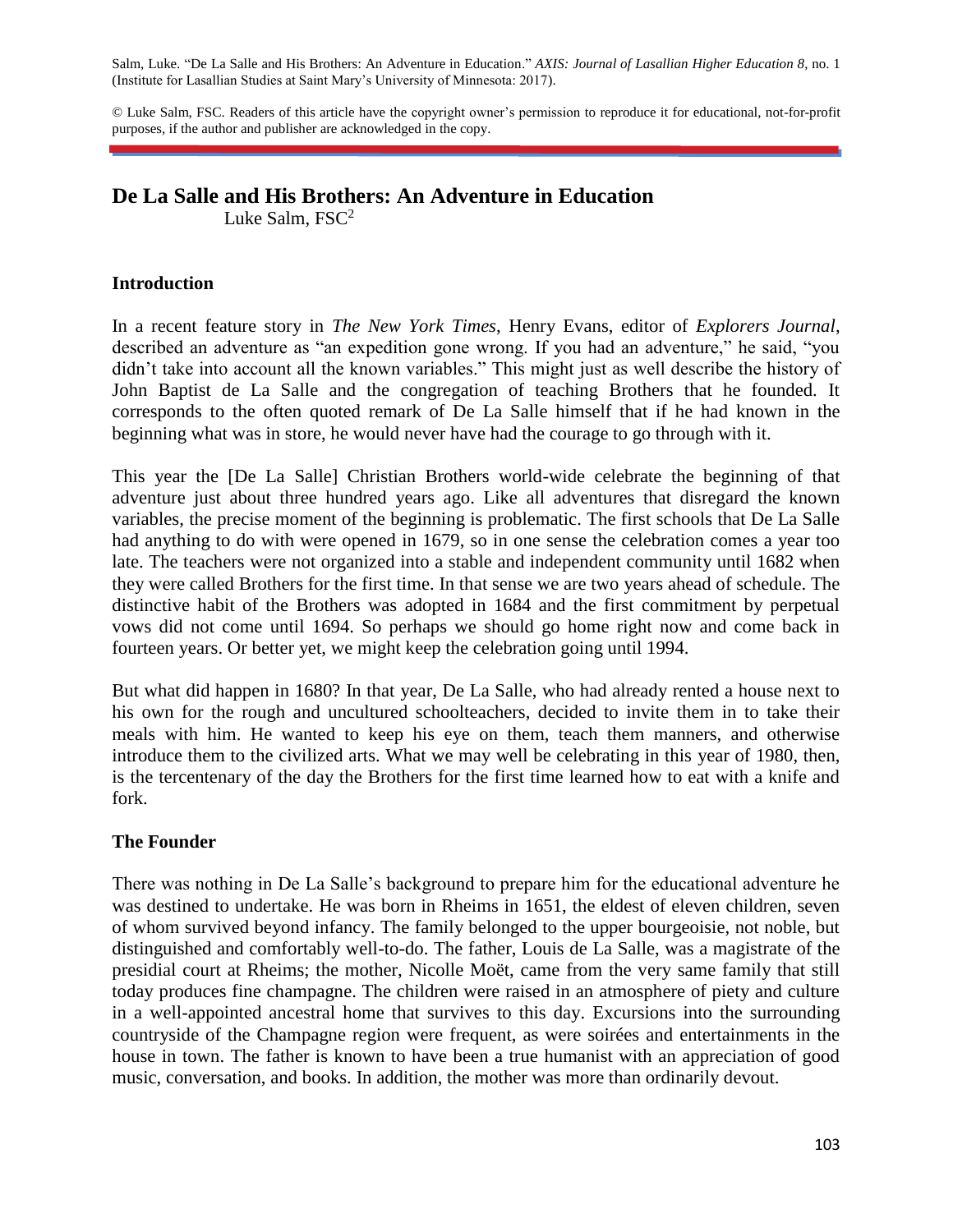Salm, Luke. "De La Salle and His Brothers: An Adventure in Education." *AXIS: Journal of Lasallian Higher Education 8*, no. 1 (Institute for Lasallian Studies at Saint Mary's University of Minnesota: 2017).

© Luke Salm, FSC. Readers of this article have the copyright owner's permission to reproduce it for educational, not-for-profit purposes, if the author and publisher are acknowledged in the copy.

# De La Salle and His Brothers: An Adventure in Education

Luke Salm, FSC[2]

## Introduction

In a recent feature story in *The New York Times*, Henry Evans, editor of *Explorers Journal*, described an adventure as "an expedition gone wrong. If you had an adventure," he said, "you didn't take into account all the known variables." This might just as well describe the history of John Baptist de La Salle and the congregation of teaching Brothers that he founded. It corresponds to the often quoted remark of De La Salle himself that if he had known in the beginning what was in store, he would never have had the courage to go through with it.

This year the [De La Salle] Christian Brothers world-wide celebrate the beginning of that adventure just about three hundred years ago. Like all adventures that disregard the known variables, the precise moment of the beginning is problematic. The first schools that De La Salle had anything to do with were opened in 1679, so in one sense the celebration comes a year too late. The teachers were not organized into a stable and independent community until 1682 when they were called Brothers for the first time. In that sense we are two years ahead of schedule. The distinctive habit of the Brothers was adopted in 1684 and the first commitment by perpetual vows did not come until 1694. So perhaps we should go home right now and come back in fourteen years. Or better yet, we might keep the celebration going until 1994.

But what did happen in 1680? In that year, De La Salle, who had already rented a house next to his own for the rough and uncultured schoolteachers, decided to invite them in to take their meals with him. He wanted to keep his eye on them, teach them manners, and otherwise introduce them to the civilized arts. What we may well be celebrating in this year of 1980, then, is the tercentenary of the day the Brothers for the first time learned how to eat with a knife and fork.

## The Founder

There was nothing in De La Salle's background to prepare him for the educational adventure he was destined to undertake. He was born in Rheims in 1651, the eldest of eleven children, seven of whom survived beyond infancy. The family belonged to the upper bourgeoisie, not noble, but distinguished and comfortably well-to-do. The father, Louis de La Salle, was a magistrate of the presidial court at Rheims; the mother, Nicolle Moët, came from the very same family that still today produces fine champagne. The children were raised in an atmosphere of piety and culture in a well-appointed ancestral home that survives to this day. Excursions into the surrounding countryside of the Champagne region were frequent, as were soirées and entertainments in the house in town. The father is known to have been a true humanist with an appreciation of good music, conversation, and books. In addition, the mother was more than ordinarily devout.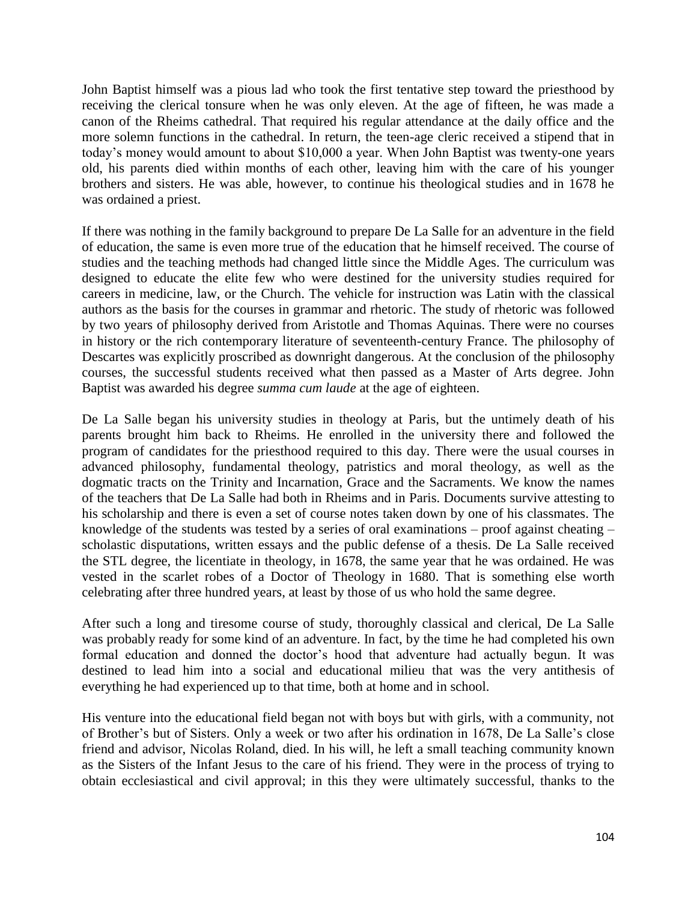John Baptist himself was a pious lad who took the first tentative step toward the priesthood by receiving the clerical tonsure when he was only eleven. At the age of fifteen, he was made a canon of the Rheims cathedral. That required his regular attendance at the daily office and the more solemn functions in the cathedral. In return, the teen-age cleric received a stipend that in today's money would amount to about $10,000 a year. When John Baptist was twenty-one years old, his parents died within months of each other, leaving him with the care of his younger brothers and sisters. He was able, however, to continue his theological studies and in 1678 he was ordained a priest.

If there was nothing in the family background to prepare De La Salle for an adventure in the field of education, the same is even more true of the education that he himself received. The course of studies and the teaching methods had changed little since the Middle Ages. The curriculum was designed to educate the elite few who were destined for the university studies required for careers in medicine, law, or the Church. The vehicle for instruction was Latin with the classical authors as the basis for the courses in grammar and rhetoric. The study of rhetoric was followed by two years of philosophy derived from Aristotle and Thomas Aquinas. There were no courses in history or the rich contemporary literature of seventeenth-century France. The philosophy of Descartes was explicitly proscribed as downright dangerous. At the conclusion of the philosophy courses, the successful students received what then passed as a Master of Arts degree. John Baptist was awarded his degree *summa cum laude* at the age of eighteen.

De La Salle began his university studies in theology at Paris, but the untimely death of his parents brought him back to Rheims. He enrolled in the university there and followed the program of candidates for the priesthood required to this day. There were the usual courses in advanced philosophy, fundamental theology, patristics and moral theology, as well as the dogmatic tracts on the Trinity and Incarnation, Grace and the Sacraments. We know the names of the teachers that De La Salle had both in Rheims and in Paris. Documents survive attesting to his scholarship and there is even a set of course notes taken down by one of his classmates. The knowledge of the students was tested by a series of oral examinations – proof against cheating – scholastic disputations, written essays and the public defense of a thesis. De La Salle received the STL degree, the licentiate in theology, in 1678, the same year that he was ordained. He was vested in the scarlet robes of a Doctor of Theology in 1680. That is something else worth celebrating after three hundred years, at least by those of us who hold the same degree.

After such a long and tiresome course of study, thoroughly classical and clerical, De La Salle was probably ready for some kind of an adventure. In fact, by the time he had completed his own formal education and donned the doctor's hood that adventure had actually begun. It was destined to lead him into a social and educational milieu that was the very antithesis of everything he had experienced up to that time, both at home and in school.

His venture into the educational field began not with boys but with girls, with a community, not of Brother's but of Sisters. Only a week or two after his ordination in 1678, De La Salle's close friend and advisor, Nicolas Roland, died. In his will, he left a small teaching community known as the Sisters of the Infant Jesus to the care of his friend. They were in the process of trying to obtain ecclesiastical and civil approval; in this they were ultimately successful, thanks to the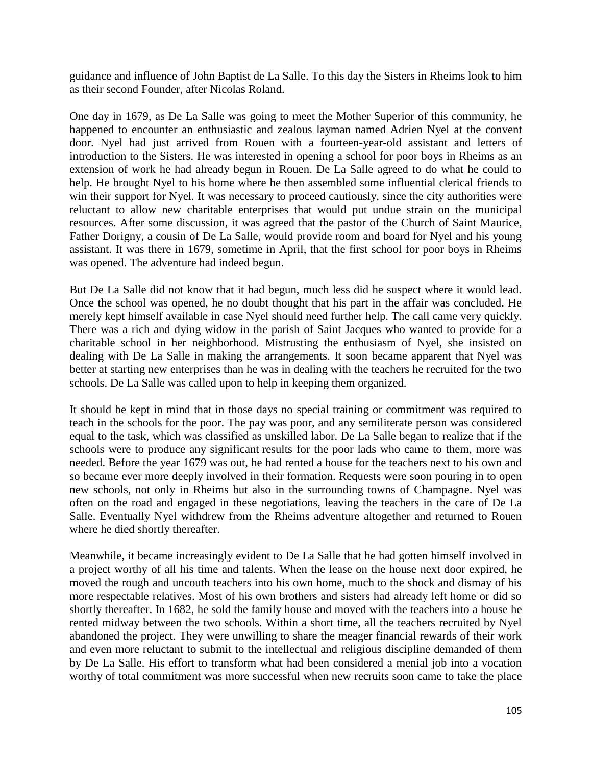guidance and influence of John Baptist de La Salle. To this day the Sisters in Rheims look to him as their second Founder, after Nicolas Roland.

One day in 1679, as De La Salle was going to meet the Mother Superior of this community, he happened to encounter an enthusiastic and zealous layman named Adrien Nyel at the convent door. Nyel had just arrived from Rouen with a fourteen-year-old assistant and letters of introduction to the Sisters. He was interested in opening a school for poor boys in Rheims as an extension of work he had already begun in Rouen. De La Salle agreed to do what he could to help. He brought Nyel to his home where he then assembled some influential clerical friends to win their support for Nyel. It was necessary to proceed cautiously, since the city authorities were reluctant to allow new charitable enterprises that would put undue strain on the municipal resources. After some discussion, it was agreed that the pastor of the Church of Saint Maurice, Father Dorigny, a cousin of De La Salle, would provide room and board for Nyel and his young assistant. It was there in 1679, sometime in April, that the first school for poor boys in Rheims was opened. The adventure had indeed begun.

But De La Salle did not know that it had begun, much less did he suspect where it would lead. Once the school was opened, he no doubt thought that his part in the affair was concluded. He merely kept himself available in case Nyel should need further help. The call came very quickly. There was a rich and dying widow in the parish of Saint Jacques who wanted to provide for a charitable school in her neighborhood. Mistrusting the enthusiasm of Nyel, she insisted on dealing with De La Salle in making the arrangements. It soon became apparent that Nyel was better at starting new enterprises than he was in dealing with the teachers he recruited for the two schools. De La Salle was called upon to help in keeping them organized.

It should be kept in mind that in those days no special training or commitment was required to teach in the schools for the poor. The pay was poor, and any semiliterate person was considered equal to the task, which was classified as unskilled labor. De La Salle began to realize that if the schools were to produce any significant results for the poor lads who came to them, more was needed. Before the year 1679 was out, he had rented a house for the teachers next to his own and so became ever more deeply involved in their formation. Requests were soon pouring in to open new schools, not only in Rheims but also in the surrounding towns of Champagne. Nyel was often on the road and engaged in these negotiations, leaving the teachers in the care of De La Salle. Eventually Nyel withdrew from the Rheims adventure altogether and returned to Rouen where he died shortly thereafter.

Meanwhile, it became increasingly evident to De La Salle that he had gotten himself involved in a project worthy of all his time and talents. When the lease on the house next door expired, he moved the rough and uncouth teachers into his own home, much to the shock and dismay of his more respectable relatives. Most of his own brothers and sisters had already left home or did so shortly thereafter. In 1682, he sold the family house and moved with the teachers into a house he rented midway between the two schools. Within a short time, all the teachers recruited by Nyel abandoned the project. They were unwilling to share the meager financial rewards of their work and even more reluctant to submit to the intellectual and religious discipline demanded of them by De La Salle. His effort to transform what had been considered a menial job into a vocation worthy of total commitment was more successful when new recruits soon came to take the place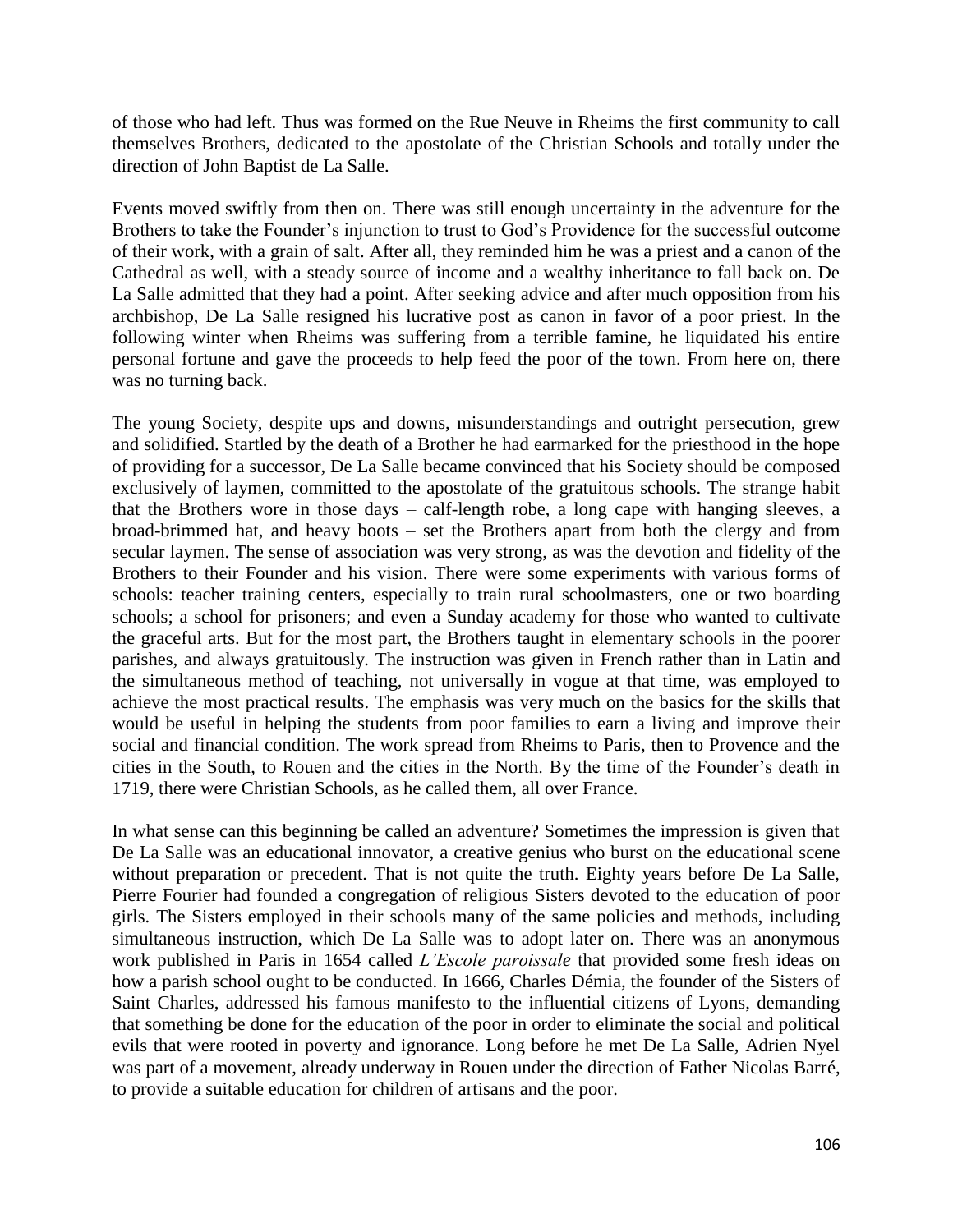of those who had left. Thus was formed on the Rue Neuve in Rheims the first community to call themselves Brothers, dedicated to the apostolate of the Christian Schools and totally under the direction of John Baptist de La Salle.

Events moved swiftly from then on. There was still enough uncertainty in the adventure for the Brothers to take the Founder's injunction to trust to God's Providence for the successful outcome of their work, with a grain of salt. After all, they reminded him he was a priest and a canon of the Cathedral as well, with a steady source of income and a wealthy inheritance to fall back on. De La Salle admitted that they had a point. After seeking advice and after much opposition from his archbishop, De La Salle resigned his lucrative post as canon in favor of a poor priest. In the following winter when Rheims was suffering from a terrible famine, he liquidated his entire personal fortune and gave the proceeds to help feed the poor of the town. From here on, there was no turning back.

The young Society, despite ups and downs, misunderstandings and outright persecution, grew and solidified. Startled by the death of a Brother he had earmarked for the priesthood in the hope of providing for a successor, De La Salle became convinced that his Society should be composed exclusively of laymen, committed to the apostolate of the gratuitous schools. The strange habit that the Brothers wore in those days – calf-length robe, a long cape with hanging sleeves, a broad-brimmed hat, and heavy boots – set the Brothers apart from both the clergy and from secular laymen. The sense of association was very strong, as was the devotion and fidelity of the Brothers to their Founder and his vision. There were some experiments with various forms of schools: teacher training centers, especially to train rural schoolmasters, one or two boarding schools; a school for prisoners; and even a Sunday academy for those who wanted to cultivate the graceful arts. But for the most part, the Brothers taught in elementary schools in the poorer parishes, and always gratuitously. The instruction was given in French rather than in Latin and the simultaneous method of teaching, not universally in vogue at that time, was employed to achieve the most practical results. The emphasis was very much on the basics for the skills that would be useful in helping the students from poor families to earn a living and improve their social and financial condition. The work spread from Rheims to Paris, then to Provence and the cities in the South, to Rouen and the cities in the North. By the time of the Founder's death in 1719, there were Christian Schools, as he called them, all over France.

In what sense can this beginning be called an adventure? Sometimes the impression is given that De La Salle was an educational innovator, a creative genius who burst on the educational scene without preparation or precedent. That is not quite the truth. Eighty years before De La Salle, Pierre Fourier had founded a congregation of religious Sisters devoted to the education of poor girls. The Sisters employed in their schools many of the same policies and methods, including simultaneous instruction, which De La Salle was to adopt later on. There was an anonymous work published in Paris in 1654 called *L'Escole paroissale* that provided some fresh ideas on how a parish school ought to be conducted. In 1666, Charles Démia, the founder of the Sisters of Saint Charles, addressed his famous manifesto to the influential citizens of Lyons, demanding that something be done for the education of the poor in order to eliminate the social and political evils that were rooted in poverty and ignorance. Long before he met De La Salle, Adrien Nyel was part of a movement, already underway in Rouen under the direction of Father Nicolas Barré, to provide a suitable education for children of artisans and the poor.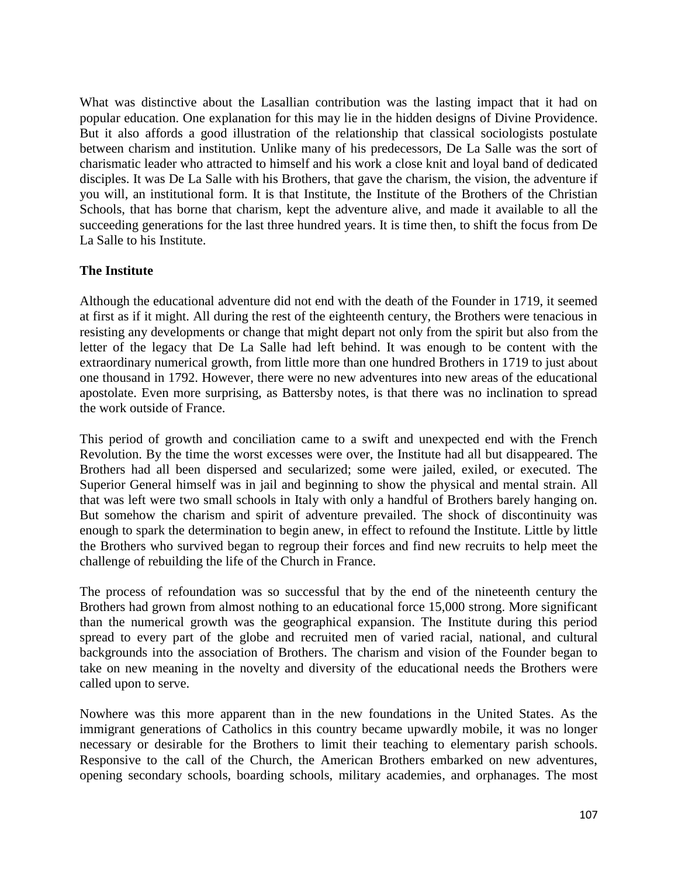What was distinctive about the Lasallian contribution was the lasting impact that it had on popular education. One explanation for this may lie in the hidden designs of Divine Providence. But it also affords a good illustration of the relationship that classical sociologists postulate between charism and institution. Unlike many of his predecessors, De La Salle was the sort of charismatic leader who attracted to himself and his work a close knit and loyal band of dedicated disciples. It was De La Salle with his Brothers, that gave the charism, the vision, the adventure if you will, an institutional form. It is that Institute, the Institute of the Brothers of the Christian Schools, that has borne that charism, kept the adventure alive, and made it available to all the succeeding generations for the last three hundred years. It is time then, to shift the focus from De La Salle to his Institute.

**The Institute**

Although the educational adventure did not end with the death of the Founder in 1719, it seemed at first as if it might. All during the rest of the eighteenth century, the Brothers were tenacious in resisting any developments or change that might depart not only from the spirit but also from the letter of the legacy that De La Salle had left behind. It was enough to be content with the extraordinary numerical growth, from little more than one hundred Brothers in 1719 to just about one thousand in 1792. However, there were no new adventures into new areas of the educational apostolate. Even more surprising, as Battersby notes, is that there was no inclination to spread the work outside of France.

This period of growth and conciliation came to a swift and unexpected end with the French Revolution. By the time the worst excesses were over, the Institute had all but disappeared. The Brothers had all been dispersed and secularized; some were jailed, exiled, or executed. The Superior General himself was in jail and beginning to show the physical and mental strain. All that was left were two small schools in Italy with only a handful of Brothers barely hanging on. But somehow the charism and spirit of adventure prevailed. The shock of discontinuity was enough to spark the determination to begin anew, in effect to refound the Institute. Little by little the Brothers who survived began to regroup their forces and find new recruits to help meet the challenge of rebuilding the life of the Church in France.

The process of refoundation was so successful that by the end of the nineteenth century the Brothers had grown from almost nothing to an educational force 15,000 strong. More significant than the numerical growth was the geographical expansion. The Institute during this period spread to every part of the globe and recruited men of varied racial, national, and cultural backgrounds into the association of Brothers. The charism and vision of the Founder began to take on new meaning in the novelty and diversity of the educational needs the Brothers were called upon to serve.

Nowhere was this more apparent than in the new foundations in the United States. As the immigrant generations of Catholics in this country became upwardly mobile, it was no longer necessary or desirable for the Brothers to limit their teaching to elementary parish schools. Responsive to the call of the Church, the American Brothers embarked on new adventures, opening secondary schools, boarding schools, military academies, and orphanages. The most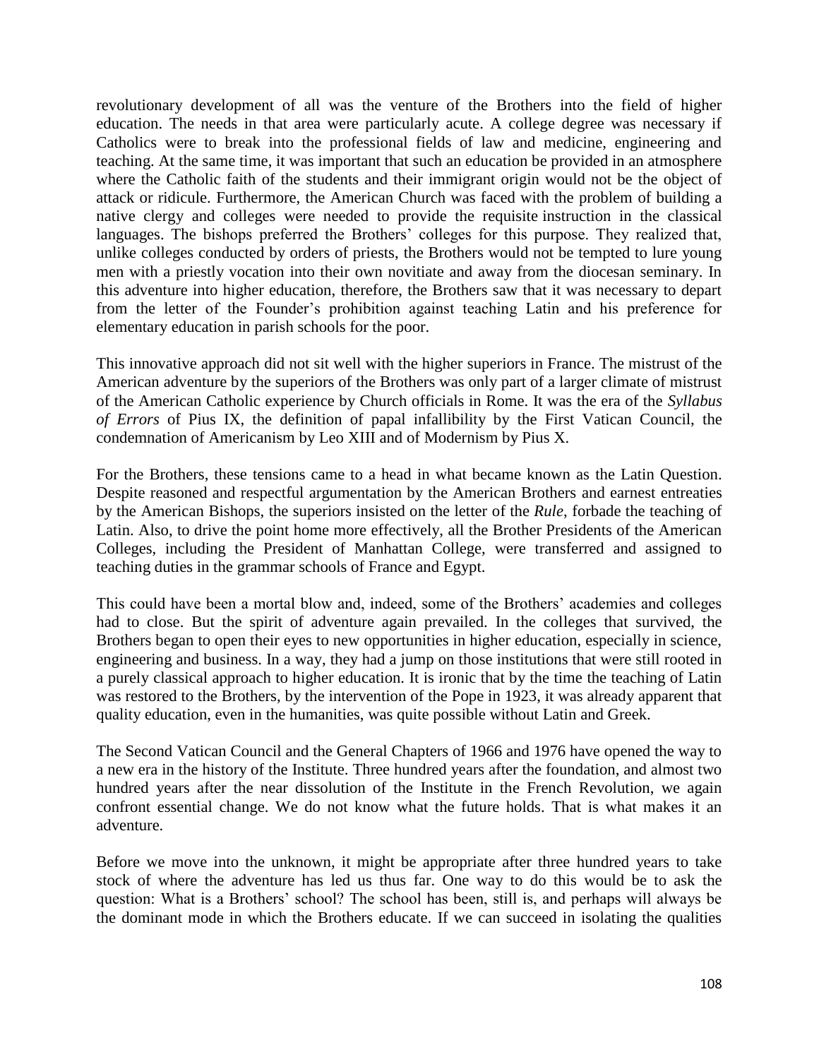revolutionary development of all was the venture of the Brothers into the field of higher education. The needs in that area were particularly acute. A college degree was necessary if Catholics were to break into the professional fields of law and medicine, engineering and teaching. At the same time, it was important that such an education be provided in an atmosphere where the Catholic faith of the students and their immigrant origin would not be the object of attack or ridicule. Furthermore, the American Church was faced with the problem of building a native clergy and colleges were needed to provide the requisite instruction in the classical languages. The bishops preferred the Brothers' colleges for this purpose. They realized that, unlike colleges conducted by orders of priests, the Brothers would not be tempted to lure young men with a priestly vocation into their own novitiate and away from the diocesan seminary. In this adventure into higher education, therefore, the Brothers saw that it was necessary to depart from the letter of the Founder's prohibition against teaching Latin and his preference for elementary education in parish schools for the poor.

This innovative approach did not sit well with the higher superiors in France. The mistrust of the American adventure by the superiors of the Brothers was only part of a larger climate of mistrust of the American Catholic experience by Church officials in Rome. It was the era of the *Syllabus of Errors* of Pius IX, the definition of papal infallibility by the First Vatican Council, the condemnation of Americanism by Leo XIII and of Modernism by Pius X.

For the Brothers, these tensions came to a head in what became known as the Latin Question. Despite reasoned and respectful argumentation by the American Brothers and earnest entreaties by the American Bishops, the superiors insisted on the letter of the *Rule*, forbade the teaching of Latin. Also, to drive the point home more effectively, all the Brother Presidents of the American Colleges, including the President of Manhattan College, were transferred and assigned to teaching duties in the grammar schools of France and Egypt.

This could have been a mortal blow and, indeed, some of the Brothers' academies and colleges had to close. But the spirit of adventure again prevailed. In the colleges that survived, the Brothers began to open their eyes to new opportunities in higher education, especially in science, engineering and business. In a way, they had a jump on those institutions that were still rooted in a purely classical approach to higher education. It is ironic that by the time the teaching of Latin was restored to the Brothers, by the intervention of the Pope in 1923, it was already apparent that quality education, even in the humanities, was quite possible without Latin and Greek.

The Second Vatican Council and the General Chapters of 1966 and 1976 have opened the way to a new era in the history of the Institute. Three hundred years after the foundation, and almost two hundred years after the near dissolution of the Institute in the French Revolution, we again confront essential change. We do not know what the future holds. That is what makes it an adventure.

Before we move into the unknown, it might be appropriate after three hundred years to take stock of where the adventure has led us thus far. One way to do this would be to ask the question: What is a Brothers' school? The school has been, still is, and perhaps will always be the dominant mode in which the Brothers educate. If we can succeed in isolating the qualities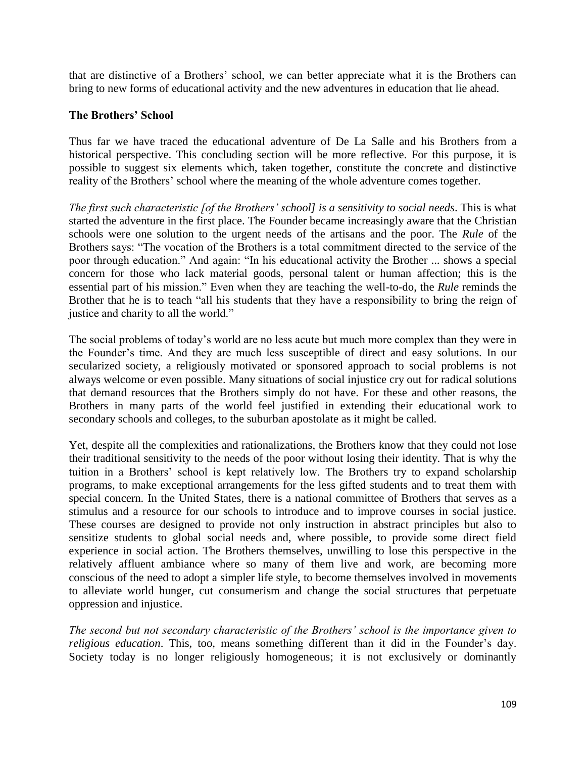that are distinctive of a Brothers' school, we can better appreciate what it is the Brothers can bring to new forms of educational activity and the new adventures in education that lie ahead.

**The Brothers' School**

Thus far we have traced the educational adventure of De La Salle and his Brothers from a historical perspective. This concluding section will be more reflective. For this purpose, it is possible to suggest six elements which, taken together, constitute the concrete and distinctive reality of the Brothers' school where the meaning of the whole adventure comes together.

*The first such characteristic [of the Brothers' school] is a sensitivity to social needs*. This is what started the adventure in the first place. The Founder became increasingly aware that the Christian schools were one solution to the urgent needs of the artisans and the poor. The *Rule* of the Brothers says: "The vocation of the Brothers is a total commitment directed to the service of the poor through education." And again: "In his educational activity the Brother ... shows a special concern for those who lack material goods, personal talent or human affection; this is the essential part of his mission." Even when they are teaching the well-to-do, the *Rule* reminds the Brother that he is to teach "all his students that they have a responsibility to bring the reign of justice and charity to all the world."

The social problems of today's world are no less acute but much more complex than they were in the Founder's time. And they are much less susceptible of direct and easy solutions. In our secularized society, a religiously motivated or sponsored approach to social problems is not always welcome or even possible. Many situations of social injustice cry out for radical solutions that demand resources that the Brothers simply do not have. For these and other reasons, the Brothers in many parts of the world feel justified in extending their educational work to secondary schools and colleges, to the suburban apostolate as it might be called.

Yet, despite all the complexities and rationalizations, the Brothers know that they could not lose their traditional sensitivity to the needs of the poor without losing their identity. That is why the tuition in a Brothers' school is kept relatively low. The Brothers try to expand scholarship programs, to make exceptional arrangements for the less gifted students and to treat them with special concern. In the United States, there is a national committee of Brothers that serves as a stimulus and a resource for our schools to introduce and to improve courses in social justice. These courses are designed to provide not only instruction in abstract principles but also to sensitize students to global social needs and, where possible, to provide some direct field experience in social action. The Brothers themselves, unwilling to lose this perspective in the relatively affluent ambiance where so many of them live and work, are becoming more conscious of the need to adopt a simpler life style, to become themselves involved in movements to alleviate world hunger, cut consumerism and change the social structures that perpetuate oppression and injustice.

*The second but not secondary characteristic of the Brothers' school is the importance given to religious education*. This, too, means something different than it did in the Founder's day. Society today is no longer religiously homogeneous; it is not exclusively or dominantly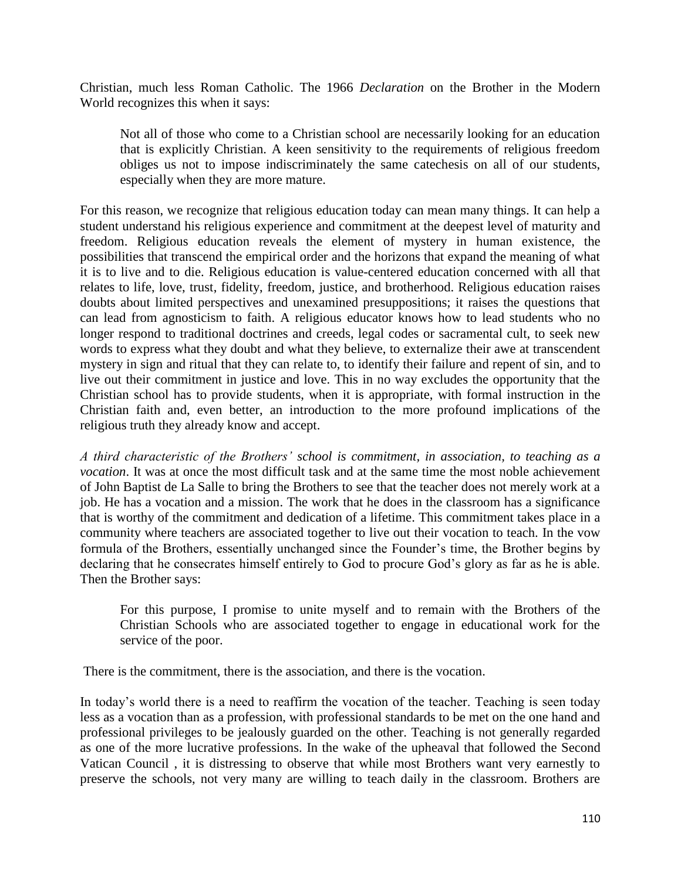Christian, much less Roman Catholic. The 1966 *Declaration* on the Brother in the Modern World recognizes this when it says:

> Not all of those who come to a Christian school are necessarily looking for an education that is explicitly Christian. A keen sensitivity to the requirements of religious freedom obliges us not to impose indiscriminately the same catechesis on all of our students, especially when they are more mature.

For this reason, we recognize that religious education today can mean many things. It can help a student understand his religious experience and commitment at the deepest level of maturity and freedom. Religious education reveals the element of mystery in human existence, the possibilities that transcend the empirical order and the horizons that expand the meaning of what it is to live and to die. Religious education is value-centered education concerned with all that relates to life, love, trust, fidelity, freedom, justice, and brotherhood. Religious education raises doubts about limited perspectives and unexamined presuppositions; it raises the questions that can lead from agnosticism to faith. A religious educator knows how to lead students who no longer respond to traditional doctrines and creeds, legal codes or sacramental cult, to seek new words to express what they doubt and what they believe, to externalize their awe at transcendent mystery in sign and ritual that they can relate to, to identify their failure and repent of sin, and to live out their commitment in justice and love. This in no way excludes the opportunity that the Christian school has to provide students, when it is appropriate, with formal instruction in the Christian faith and, even better, an introduction to the more profound implications of the religious truth they already know and accept.

*A third characteristic of the Brothers' school is commitment, in association, to teaching as a vocation*. It was at once the most difficult task and at the same time the most noble achievement of John Baptist de La Salle to bring the Brothers to see that the teacher does not merely work at a job. He has a vocation and a mission. The work that he does in the classroom has a significance that is worthy of the commitment and dedication of a lifetime. This commitment takes place in a community where teachers are associated together to live out their vocation to teach. In the vow formula of the Brothers, essentially unchanged since the Founder's time, the Brother begins by declaring that he consecrates himself entirely to God to procure God's glory as far as he is able. Then the Brother says:

> For this purpose, I promise to unite myself and to remain with the Brothers of the Christian Schools who are associated together to engage in educational work for the service of the poor.

There is the commitment, there is the association, and there is the vocation.

In today's world there is a need to reaffirm the vocation of the teacher. Teaching is seen today less as a vocation than as a profession, with professional standards to be met on the one hand and professional privileges to be jealously guarded on the other. Teaching is not generally regarded as one of the more lucrative professions. In the wake of the upheaval that followed the Second Vatican Council , it is distressing to observe that while most Brothers want very earnestly to preserve the schools, not very many are willing to teach daily in the classroom. Brothers are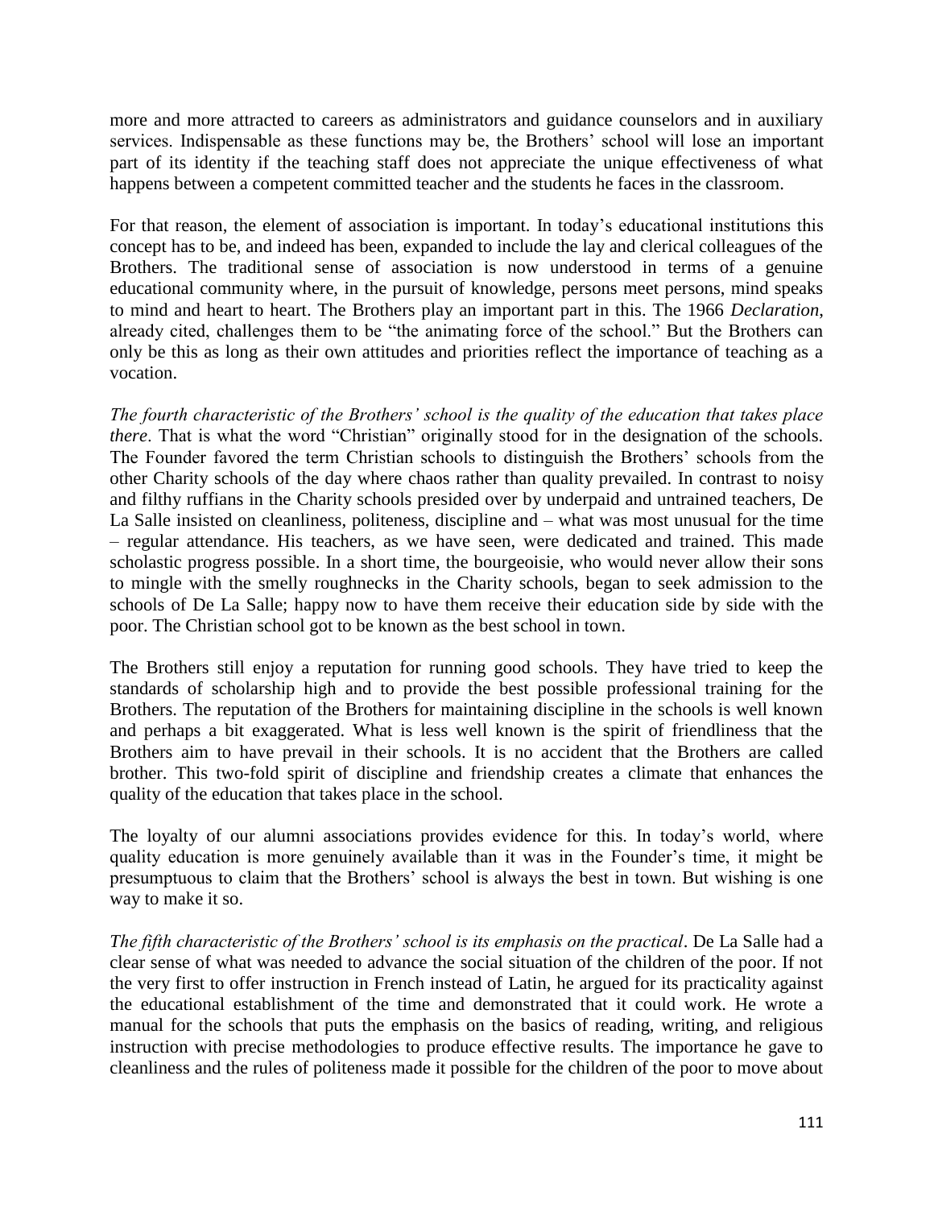more and more attracted to careers as administrators and guidance counselors and in auxiliary services. Indispensable as these functions may be, the Brothers' school will lose an important part of its identity if the teaching staff does not appreciate the unique effectiveness of what happens between a competent committed teacher and the students he faces in the classroom.

For that reason, the element of association is important. In today's educational institutions this concept has to be, and indeed has been, expanded to include the lay and clerical colleagues of the Brothers. The traditional sense of association is now understood in terms of a genuine educational community where, in the pursuit of knowledge, persons meet persons, mind speaks to mind and heart to heart. The Brothers play an important part in this. The 1966 *Declaration*, already cited, challenges them to be "the animating force of the school." But the Brothers can only be this as long as their own attitudes and priorities reflect the importance of teaching as a vocation.

*The fourth characteristic of the Brothers' school is the quality of the education that takes place there*. That is what the word "Christian" originally stood for in the designation of the schools. The Founder favored the term Christian schools to distinguish the Brothers' schools from the other Charity schools of the day where chaos rather than quality prevailed. In contrast to noisy and filthy ruffians in the Charity schools presided over by underpaid and untrained teachers, De La Salle insisted on cleanliness, politeness, discipline and – what was most unusual for the time – regular attendance. His teachers, as we have seen, were dedicated and trained. This made scholastic progress possible. In a short time, the bourgeoisie, who would never allow their sons to mingle with the smelly roughnecks in the Charity schools, began to seek admission to the schools of De La Salle; happy now to have them receive their education side by side with the poor. The Christian school got to be known as the best school in town.

The Brothers still enjoy a reputation for running good schools. They have tried to keep the standards of scholarship high and to provide the best possible professional training for the Brothers. The reputation of the Brothers for maintaining discipline in the schools is well known and perhaps a bit exaggerated. What is less well known is the spirit of friendliness that the Brothers aim to have prevail in their schools. It is no accident that the Brothers are called brother. This two-fold spirit of discipline and friendship creates a climate that enhances the quality of the education that takes place in the school.

The loyalty of our alumni associations provides evidence for this. In today's world, where quality education is more genuinely available than it was in the Founder's time, it might be presumptuous to claim that the Brothers' school is always the best in town. But wishing is one way to make it so.

*The fifth characteristic of the Brothers' school is its emphasis on the practical*. De La Salle had a clear sense of what was needed to advance the social situation of the children of the poor. If not the very first to offer instruction in French instead of Latin, he argued for its practicality against the educational establishment of the time and demonstrated that it could work. He wrote a manual for the schools that puts the emphasis on the basics of reading, writing, and religious instruction with precise methodologies to produce effective results. The importance he gave to cleanliness and the rules of politeness made it possible for the children of the poor to move about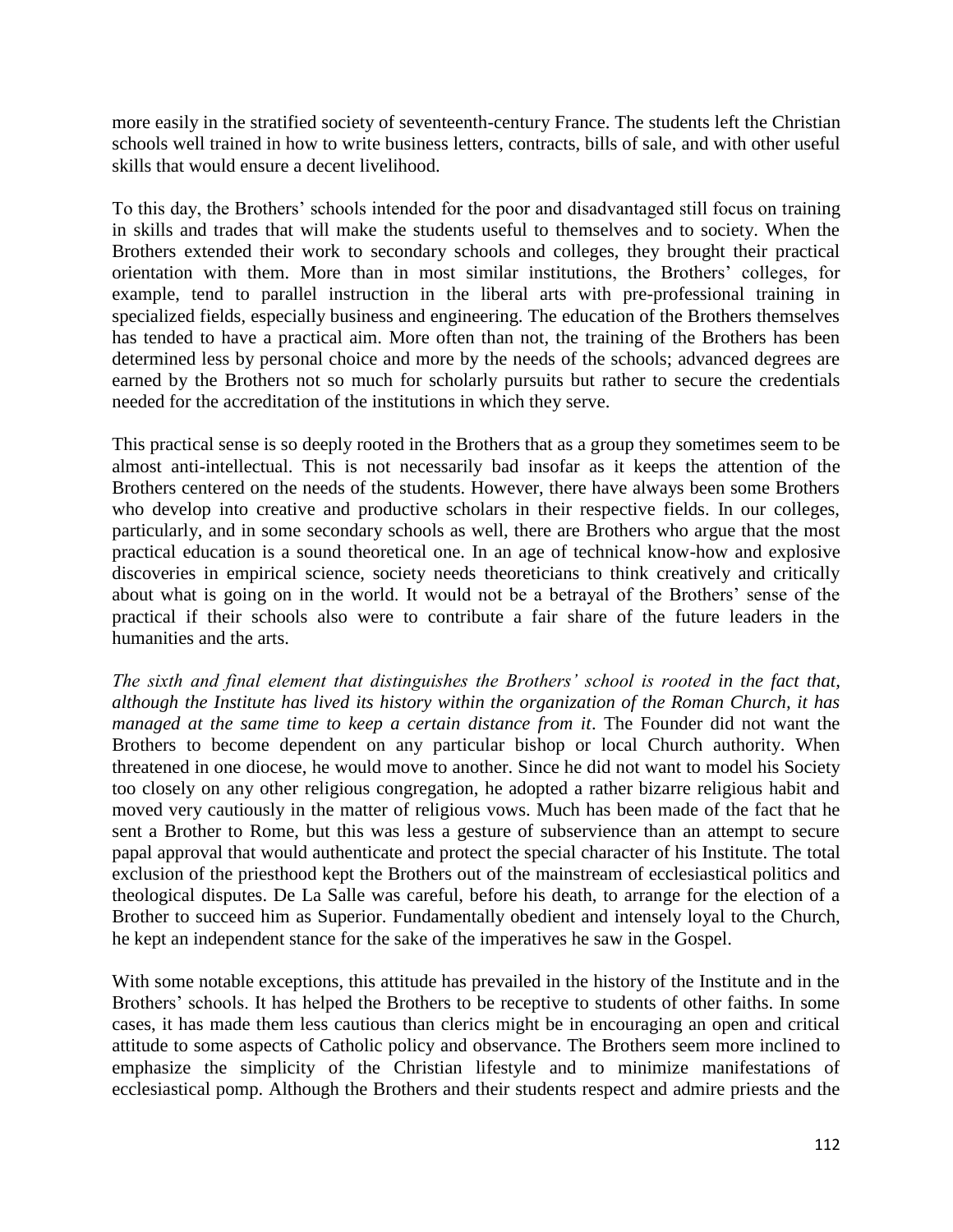more easily in the stratified society of seventeenth-century France. The students left the Christian schools well trained in how to write business letters, contracts, bills of sale, and with other useful skills that would ensure a decent livelihood.

To this day, the Brothers' schools intended for the poor and disadvantaged still focus on training in skills and trades that will make the students useful to themselves and to society. When the Brothers extended their work to secondary schools and colleges, they brought their practical orientation with them. More than in most similar institutions, the Brothers' colleges, for example, tend to parallel instruction in the liberal arts with pre-professional training in specialized fields, especially business and engineering. The education of the Brothers themselves has tended to have a practical aim. More often than not, the training of the Brothers has been determined less by personal choice and more by the needs of the schools; advanced degrees are earned by the Brothers not so much for scholarly pursuits but rather to secure the credentials needed for the accreditation of the institutions in which they serve.

This practical sense is so deeply rooted in the Brothers that as a group they sometimes seem to be almost anti-intellectual. This is not necessarily bad insofar as it keeps the attention of the Brothers centered on the needs of the students. However, there have always been some Brothers who develop into creative and productive scholars in their respective fields. In our colleges, particularly, and in some secondary schools as well, there are Brothers who argue that the most practical education is a sound theoretical one. In an age of technical know-how and explosive discoveries in empirical science, society needs theoreticians to think creatively and critically about what is going on in the world. It would not be a betrayal of the Brothers' sense of the practical if their schools also were to contribute a fair share of the future leaders in the humanities and the arts.

*The sixth and final element that distinguishes the Brothers' school is rooted in the fact that, although the Institute has lived its history within the organization of the Roman Church, it has managed at the same time to keep a certain distance from it*. The Founder did not want the Brothers to become dependent on any particular bishop or local Church authority. When threatened in one diocese, he would move to another. Since he did not want to model his Society too closely on any other religious congregation, he adopted a rather bizarre religious habit and moved very cautiously in the matter of religious vows. Much has been made of the fact that he sent a Brother to Rome, but this was less a gesture of subservience than an attempt to secure papal approval that would authenticate and protect the special character of his Institute. The total exclusion of the priesthood kept the Brothers out of the mainstream of ecclesiastical politics and theological disputes. De La Salle was careful, before his death, to arrange for the election of a Brother to succeed him as Superior. Fundamentally obedient and intensely loyal to the Church, he kept an independent stance for the sake of the imperatives he saw in the Gospel.

With some notable exceptions, this attitude has prevailed in the history of the Institute and in the Brothers' schools. It has helped the Brothers to be receptive to students of other faiths. In some cases, it has made them less cautious than clerics might be in encouraging an open and critical attitude to some aspects of Catholic policy and observance. The Brothers seem more inclined to emphasize the simplicity of the Christian lifestyle and to minimize manifestations of ecclesiastical pomp. Although the Brothers and their students respect and admire priests and the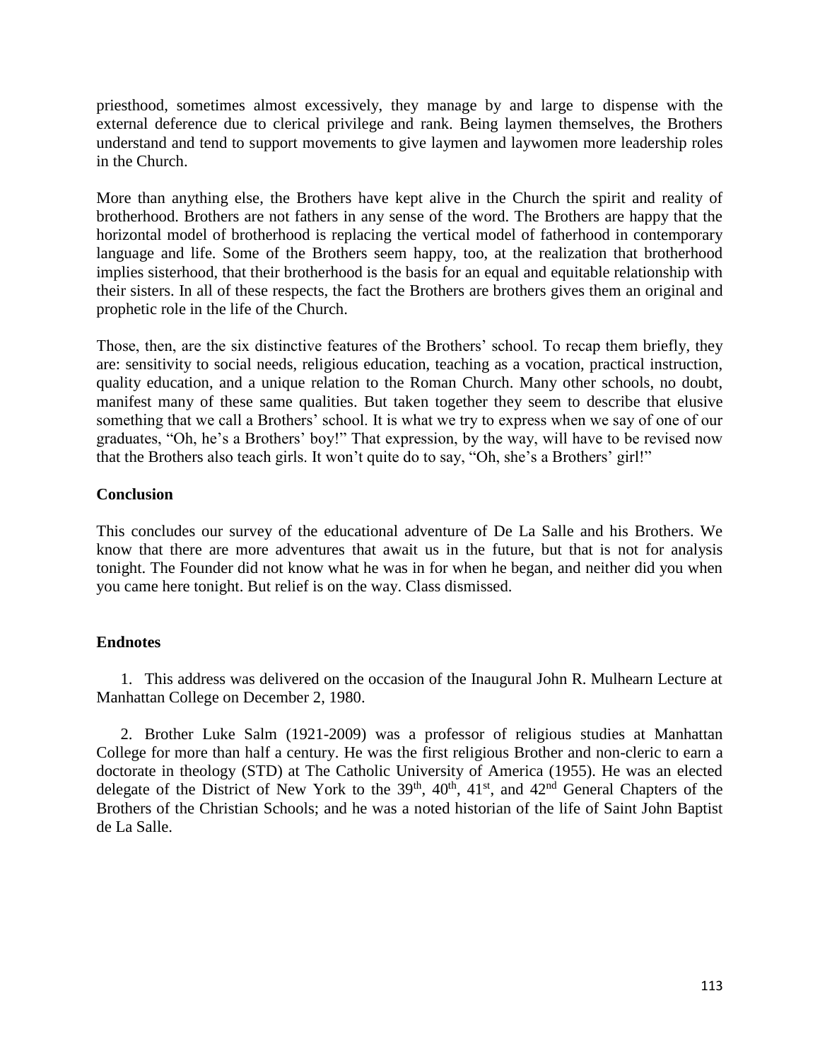priesthood, sometimes almost excessively, they manage by and large to dispense with the external deference due to clerical privilege and rank. Being laymen themselves, the Brothers understand and tend to support movements to give laymen and laywomen more leadership roles in the Church.

More than anything else, the Brothers have kept alive in the Church the spirit and reality of brotherhood. Brothers are not fathers in any sense of the word. The Brothers are happy that the horizontal model of brotherhood is replacing the vertical model of fatherhood in contemporary language and life. Some of the Brothers seem happy, too, at the realization that brotherhood implies sisterhood, that their brotherhood is the basis for an equal and equitable relationship with their sisters. In all of these respects, the fact the Brothers are brothers gives them an original and prophetic role in the life of the Church.

Those, then, are the six distinctive features of the Brothers' school. To recap them briefly, they are: sensitivity to social needs, religious education, teaching as a vocation, practical instruction, quality education, and a unique relation to the Roman Church. Many other schools, no doubt, manifest many of these same qualities. But taken together they seem to describe that elusive something that we call a Brothers' school. It is what we try to express when we say of one of our graduates, "Oh, he's a Brothers' boy!" That expression, by the way, will have to be revised now that the Brothers also teach girls. It won't quite do to say, "Oh, she's a Brothers' girl!"

### Conclusion

This concludes our survey of the educational adventure of De La Salle and his Brothers. We know that there are more adventures that await us in the future, but that is not for analysis tonight. The Founder did not know what he was in for when he began, and neither did you when you came here tonight. But relief is on the way. Class dismissed.

### Endnotes

1. This address was delivered on the occasion of the Inaugural John R. Mulhearn Lecture at Manhattan College on December 2, 1980.

2. Brother Luke Salm (1921-2009) was a professor of religious studies at Manhattan College for more than half a century. He was the first religious Brother and non-cleric to earn a doctorate in theology (STD) at The Catholic University of America (1955). He was an elected delegate of the District of New York to the 39th, 40th, 41st, and 42nd General Chapters of the Brothers of the Christian Schools; and he was a noted historian of the life of Saint John Baptist de La Salle.